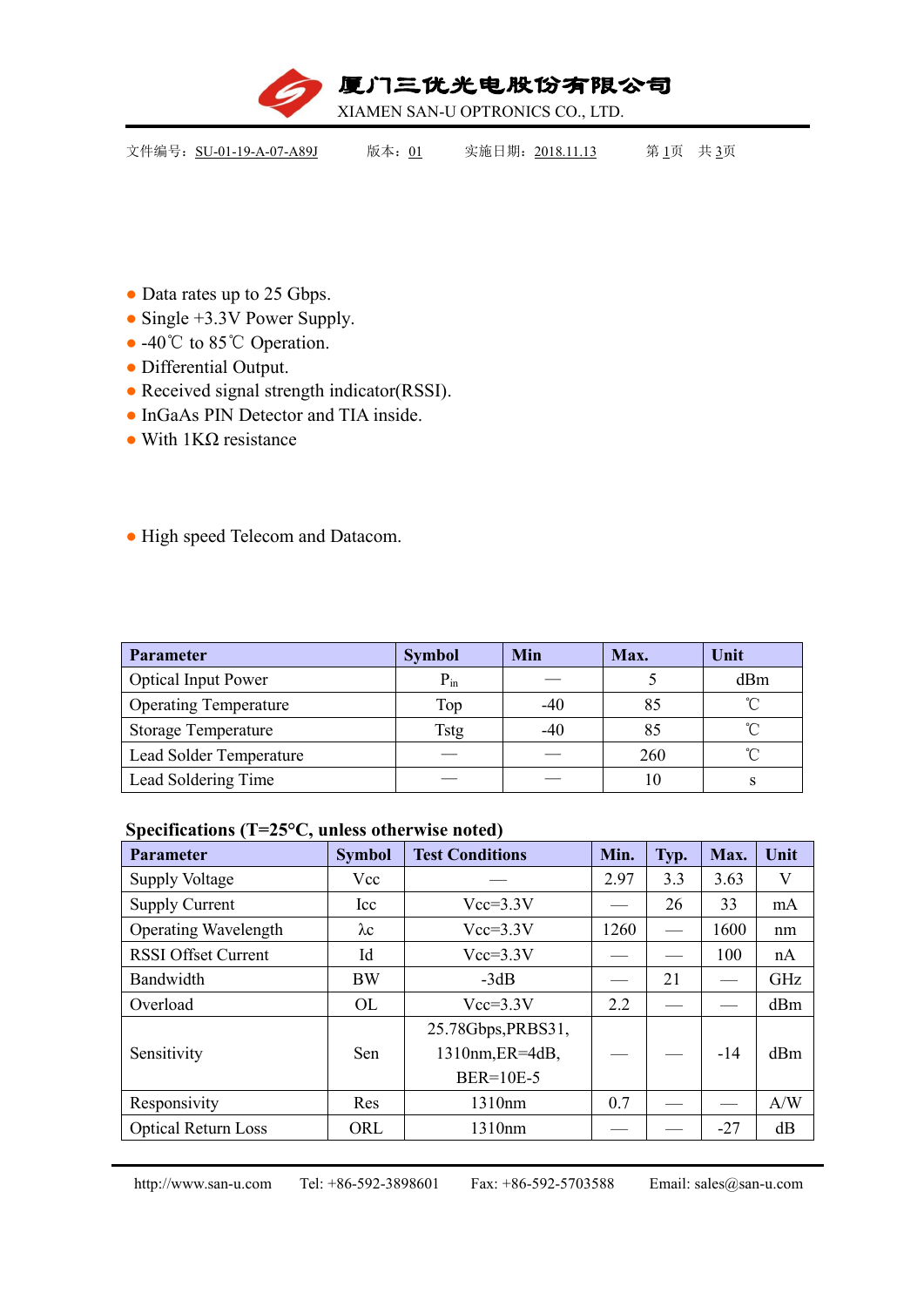# 厦门三优光电股份有限公司

XIAMEN SAN-U OPTRONICS CO., LTD.

文件编号：SU-01-19-A-07-A89J　　版本：01　　实施日期：2018.11.13

- Data rates up to 25 Gbps.
- Single +3.3V Power Supply.
- -40℃ to 85℃ Operation.
- Differential Output.
- Received signal strength indicator(RSSI).
- InGaAs PIN Detector and TIA inside.
- With 1KΩ resistance

- High speed Telecom and Datacom.

| Parameter | Symbol | Min | Max. | Unit |
|---|---|---|---|---|
| Optical Input Power | $P_{in}$ | — | 5 | dBm |
| Operating Temperature | Top | -40 | 85 | ℃ |
| Storage Temperature | Tstg | -40 | 85 | ℃ |
| Lead Solder Temperature | — | — | 260 | ℃ |
| Lead Soldering Time | — | — | 10 | s |

**Specifications (T=25°C, unless otherwise noted)**

| Parameter | Symbol | Test Conditions | Min. | Typ. | Max. | Unit |
|---|---|---|---|---|---|---|
| Supply Voltage | Vcc | — | 2.97 | 3.3 | 3.63 | V |
| Supply Current | Icc | Vcc=3.3V | — | 26 | 33 | mA |
| Operating Wavelength | λc | Vcc=3.3V | 1260 | — | 1600 | nm |
| RSSI Offset Current | Id | Vcc=3.3V | — | — | 100 | nA |
| Bandwidth | BW | -3dB | — | 21 | — | GHz |
| Overload | OL | Vcc=3.3V | 2.2 | — | — | dBm |
| Sensitivity | Sen | 25.78Gbps,PRBS31, 1310nm,ER=4dB, BER=10E-5 | — | — | -14 | dBm |
| Responsivity | Res | 1310nm | 0.7 | — | — | A/W |
| Optical Return Loss | ORL | 1310nm | — | — | -27 | dB |

http://www.san-u.com　Tel: +86-592-3898601　Fax: +86-592-5703588　Email: sales@san-u.com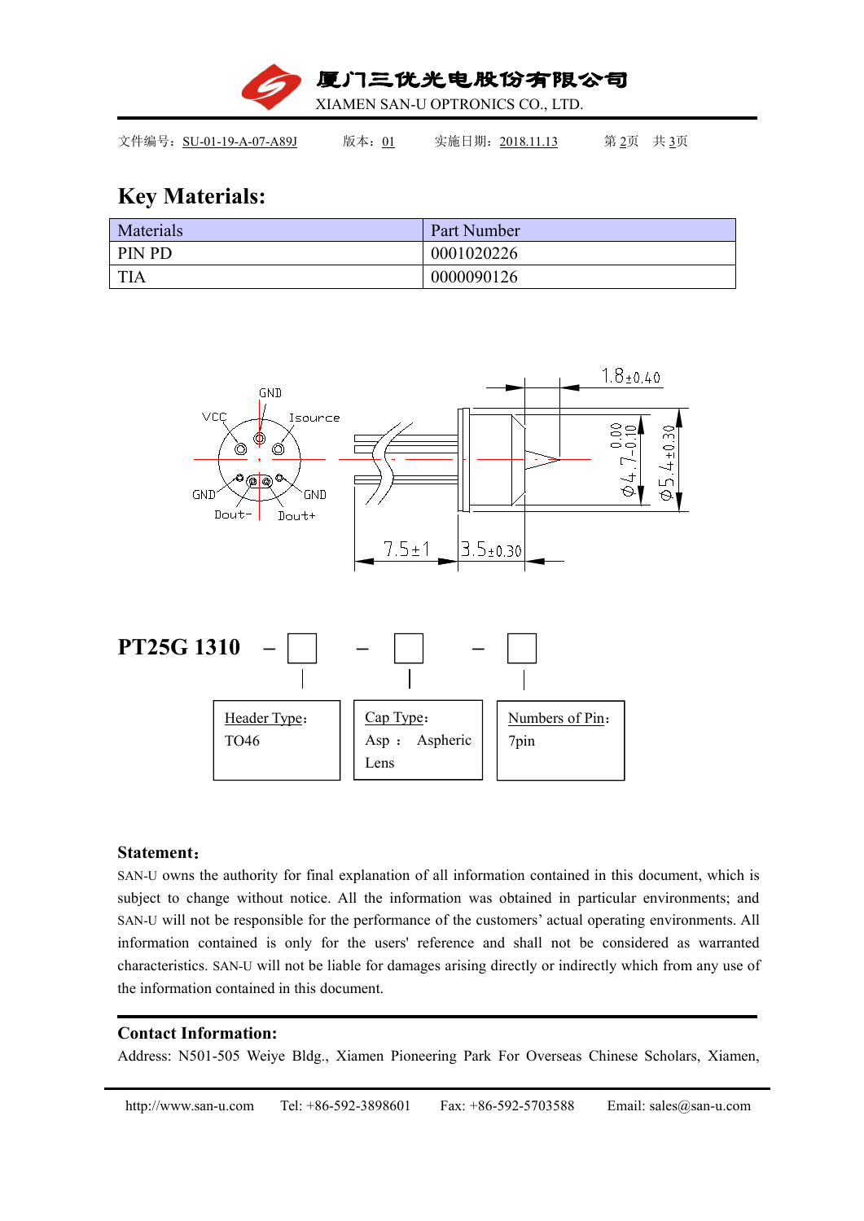## Key Materials:

| Materials | Part Number |
|---|---|
| PIN PD | 0001020226 |
| TIA | 0000090126 |

GND

VCC Isource

GND GND

Dout- Dout+

1.8±0.40

$\phi$4.7-0.10 / 0.00

$\phi$5.4±0.30

7.5±1

3.5±0.30

**PT25G 1310** – □ – □ – □

| Header Type: | Cap Type: | Numbers of Pin: |
|---|---|---|
| TO46 | Asp : Aspheric Lens | 7pin |

**Statement:**

SAN-U owns the authority for final explanation of all information contained in this document, which is subject to change without notice. All the information was obtained in particular environments; and SAN-U will not be responsible for the performance of the customers' actual operating environments. All information contained is only for the users' reference and shall not be considered as warranted characteristics. SAN-U will not be liable for damages arising directly or indirectly which from any use of the information contained in this document.

**Contact Information:**

Address: N501-505 Weiye Bldg., Xiamen Pioneering Park For Overseas Chinese Scholars, Xiamen,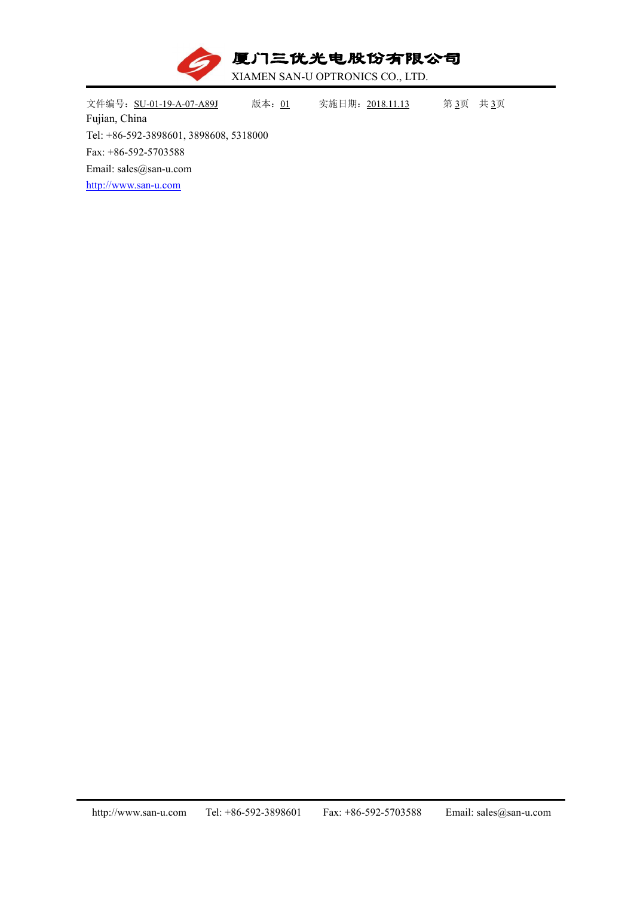Fujian, China

Tel: +86-592-3898601, 3898608, 5318000

Fax: +86-592-5703588

Email: sales@san-u.com

http://www.san-u.com